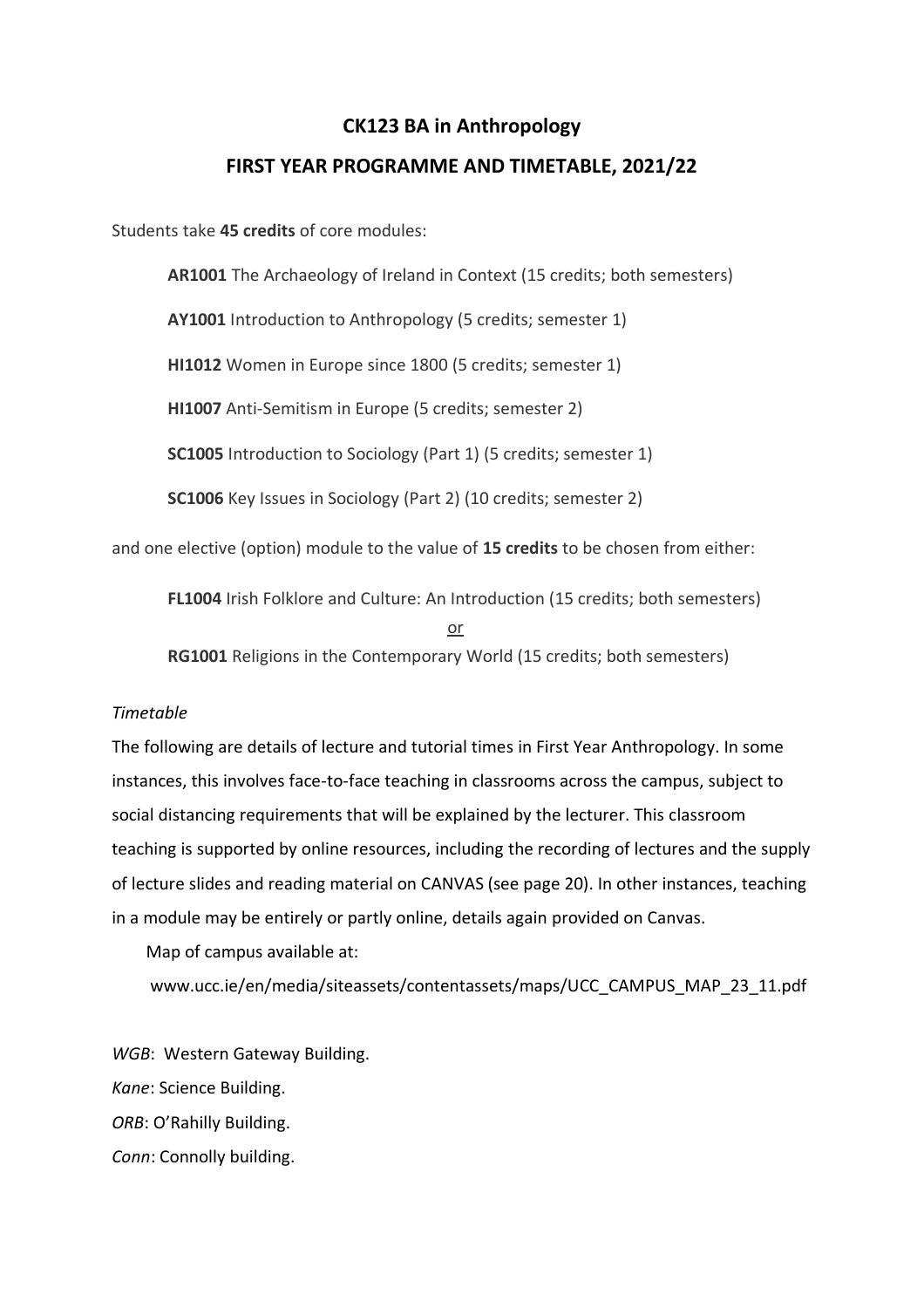# CK123 BA in Anthropology

## FIRST YEAR PROGRAMME AND TIMETABLE, 2021/22

Students take **45 credits** of core modules:

**AR1001** The Archaeology of Ireland in Context (15 credits; both semesters)

**AY1001** Introduction to Anthropology (5 credits; semester 1)

**HI1012** Women in Europe since 1800 (5 credits; semester 1)

**HI1007** Anti-Semitism in Europe (5 credits; semester 2)

**SC1005** Introduction to Sociology (Part 1) (5 credits; semester 1)

**SC1006** Key Issues in Sociology (Part 2) (10 credits; semester 2)

and one elective (option) module to the value of **15 credits** to be chosen from either:

**FL1004** Irish Folklore and Culture: An Introduction (15 credits; both semesters)

or

**RG1001** Religions in the Contemporary World (15 credits; both semesters)

*Timetable*

The following are details of lecture and tutorial times in First Year Anthropology. In some instances, this involves face-to-face teaching in classrooms across the campus, subject to social distancing requirements that will be explained by the lecturer. This classroom teaching is supported by online resources, including the recording of lectures and the supply of lecture slides and reading material on CANVAS (see page 20). In other instances, teaching in a module may be entirely or partly online, details again provided on Canvas.

Map of campus available at:

www.ucc.ie/en/media/siteassets/contentassets/maps/UCC_CAMPUS_MAP_23_11.pdf

*WGB*: Western Gateway Building.

*Kane*: Science Building.

*ORB*: O'Rahilly Building.

*Conn*: Connolly building.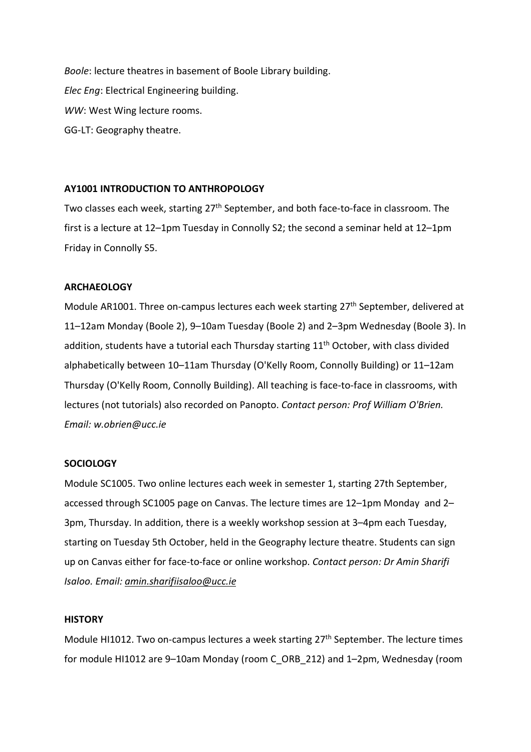*Boole*: lecture theatres in basement of Boole Library building.

*Elec Eng*: Electrical Engineering building.

*WW*: West Wing lecture rooms.

GG-LT: Geography theatre.

**AY1001 INTRODUCTION TO ANTHROPOLOGY**

Two classes each week, starting 27th September, and both face-to-face in classroom. The first is a lecture at 12–1pm Tuesday in Connolly S2; the second a seminar held at 12–1pm Friday in Connolly S5.

**ARCHAEOLOGY**

Module AR1001. Three on-campus lectures each week starting 27th September, delivered at 11–12am Monday (Boole 2), 9–10am Tuesday (Boole 2) and 2–3pm Wednesday (Boole 3). In addition, students have a tutorial each Thursday starting 11th October, with class divided alphabetically between 10–11am Thursday (O'Kelly Room, Connolly Building) or 11–12am Thursday (O'Kelly Room, Connolly Building). All teaching is face-to-face in classrooms, with lectures (not tutorials) also recorded on Panopto. *Contact person: Prof William O'Brien. Email: w.obrien@ucc.ie*

**SOCIOLOGY**

Module SC1005. Two online lectures each week in semester 1, starting 27th September, accessed through SC1005 page on Canvas. The lecture times are 12–1pm Monday and 2–3pm, Thursday. In addition, there is a weekly workshop session at 3–4pm each Tuesday, starting on Tuesday 5th October, held in the Geography lecture theatre. Students can sign up on Canvas either for face-to-face or online workshop. *Contact person: Dr Amin Sharifi Isaloo. Email: amin.sharifiisaloo@ucc.ie*

**HISTORY**

Module HI1012. Two on-campus lectures a week starting 27th September. The lecture times for module HI1012 are 9–10am Monday (room C_ORB_212) and 1–2pm, Wednesday (room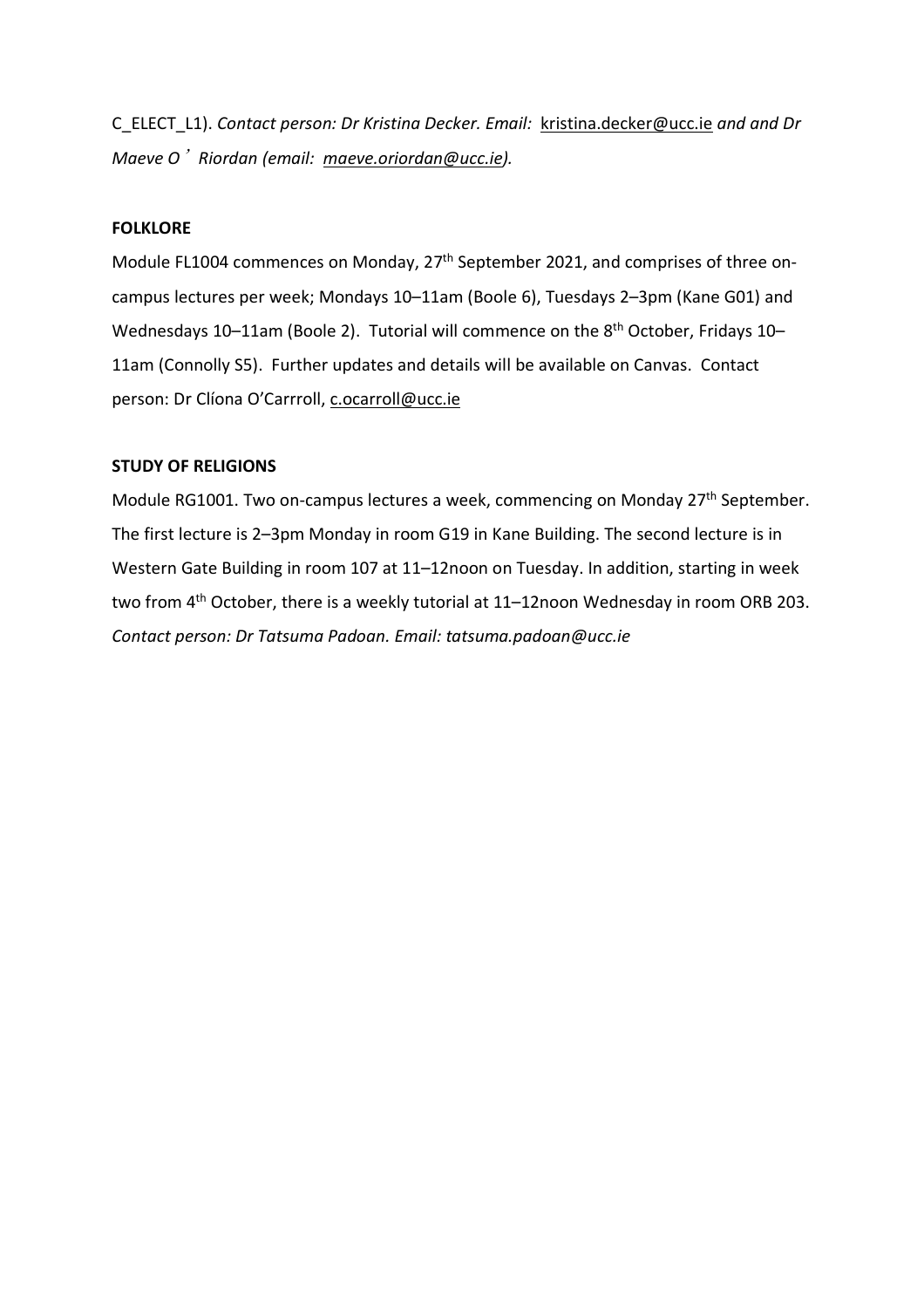C_ELECT_L1). *Contact person: Dr Kristina Decker. Email:* kristina.decker@ucc.ie *and and Dr Maeve O' Riordan (email: maeve.oriordan@ucc.ie).*

**FOLKLORE**

Module FL1004 commences on Monday, 27th September 2021, and comprises of three on-campus lectures per week; Mondays 10–11am (Boole 6), Tuesdays 2–3pm (Kane G01) and Wednesdays 10–11am (Boole 2). Tutorial will commence on the 8th October, Fridays 10–11am (Connolly S5). Further updates and details will be available on Canvas. Contact person: Dr Clíona O'Carrroll, c.ocarroll@ucc.ie

**STUDY OF RELIGIONS**

Module RG1001. Two on-campus lectures a week, commencing on Monday 27th September. The first lecture is 2–3pm Monday in room G19 in Kane Building. The second lecture is in Western Gate Building in room 107 at 11–12noon on Tuesday. In addition, starting in week two from 4th October, there is a weekly tutorial at 11–12noon Wednesday in room ORB 203. *Contact person: Dr Tatsuma Padoan. Email: tatsuma.padoan@ucc.ie*